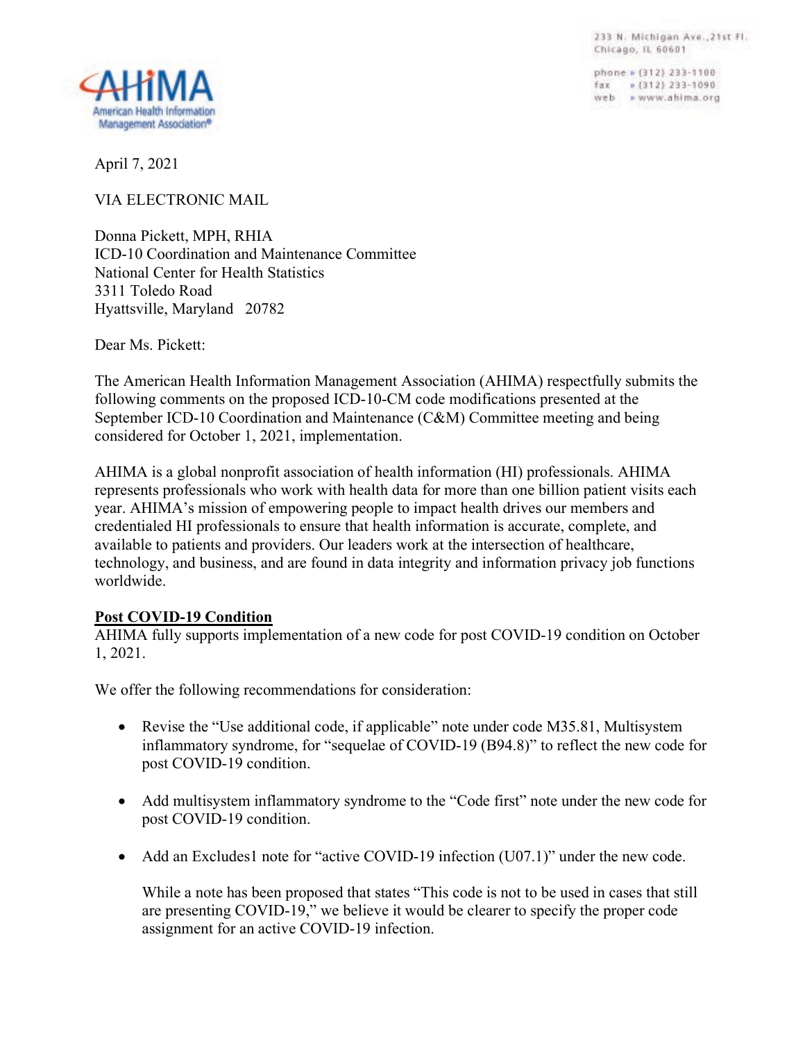AHIMA
American Health Information Management Association®

233 N. Michigan Ave., 21st Fl.
Chicago, IL 60601

phone » (312) 233-1100
fax » (312) 233-1090
web » www.ahima.org

April 7, 2021

VIA ELECTRONIC MAIL

Donna Pickett, MPH, RHIA
ICD-10 Coordination and Maintenance Committee
National Center for Health Statistics
3311 Toledo Road
Hyattsville, Maryland 20782

Dear Ms. Pickett:

The American Health Information Management Association (AHIMA) respectfully submits the following comments on the proposed ICD-10-CM code modifications presented at the September ICD-10 Coordination and Maintenance (C&M) Committee meeting and being considered for October 1, 2021, implementation.

AHIMA is a global nonprofit association of health information (HI) professionals. AHIMA represents professionals who work with health data for more than one billion patient visits each year. AHIMA's mission of empowering people to impact health drives our members and credentialed HI professionals to ensure that health information is accurate, complete, and available to patients and providers. Our leaders work at the intersection of healthcare, technology, and business, and are found in data integrity and information privacy job functions worldwide.

**Post COVID-19 Condition**

AHIMA fully supports implementation of a new code for post COVID-19 condition on October 1, 2021.

We offer the following recommendations for consideration:

- Revise the "Use additional code, if applicable" note under code M35.81, Multisystem inflammatory syndrome, for "sequelae of COVID-19 (B94.8)" to reflect the new code for post COVID-19 condition.

- Add multisystem inflammatory syndrome to the "Code first" note under the new code for post COVID-19 condition.

- Add an Excludes1 note for "active COVID-19 infection (U07.1)" under the new code.

  While a note has been proposed that states "This code is not to be used in cases that still are presenting COVID-19," we believe it would be clearer to specify the proper code assignment for an active COVID-19 infection.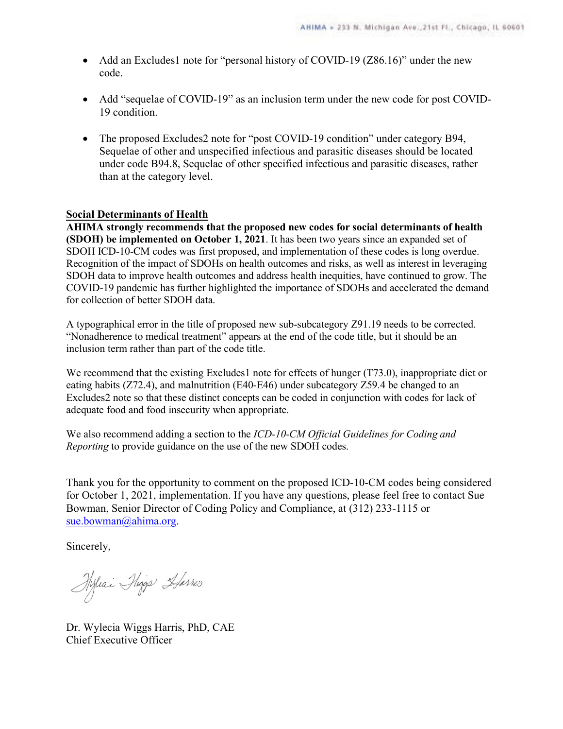- Add an Excludes1 note for "personal history of COVID-19 (Z86.16)" under the new code.

- Add "sequelae of COVID-19" as an inclusion term under the new code for post COVID-19 condition.

- The proposed Excludes2 note for "post COVID-19 condition" under category B94, Sequelae of other and unspecified infectious and parasitic diseases should be located under code B94.8, Sequelae of other specified infectious and parasitic diseases, rather than at the category level.

**<u>Social Determinants of Health</u>**

**AHIMA strongly recommends that the proposed new codes for social determinants of health (SDOH) be implemented on October 1, 2021**. It has been two years since an expanded set of SDOH ICD-10-CM codes was first proposed, and implementation of these codes is long overdue. Recognition of the impact of SDOHs on health outcomes and risks, as well as interest in leveraging SDOH data to improve health outcomes and address health inequities, have continued to grow. The COVID-19 pandemic has further highlighted the importance of SDOHs and accelerated the demand for collection of better SDOH data.

A typographical error in the title of proposed new sub-subcategory Z91.19 needs to be corrected. "Nonadherence to medical treatment" appears at the end of the code title, but it should be an inclusion term rather than part of the code title.

We recommend that the existing Excludes1 note for effects of hunger (T73.0), inappropriate diet or eating habits (Z72.4), and malnutrition (E40-E46) under subcategory Z59.4 be changed to an Excludes2 note so that these distinct concepts can be coded in conjunction with codes for lack of adequate food and food insecurity when appropriate.

We also recommend adding a section to the *ICD-10-CM Official Guidelines for Coding and Reporting* to provide guidance on the use of the new SDOH codes.

Thank you for the opportunity to comment on the proposed ICD-10-CM codes being considered for October 1, 2021, implementation. If you have any questions, please feel free to contact Sue Bowman, Senior Director of Coding Policy and Compliance, at (312) 233-1115 or sue.bowman@ahima.org.

Sincerely,

Dr. Wylecia Wiggs Harris, PhD, CAE
Chief Executive Officer